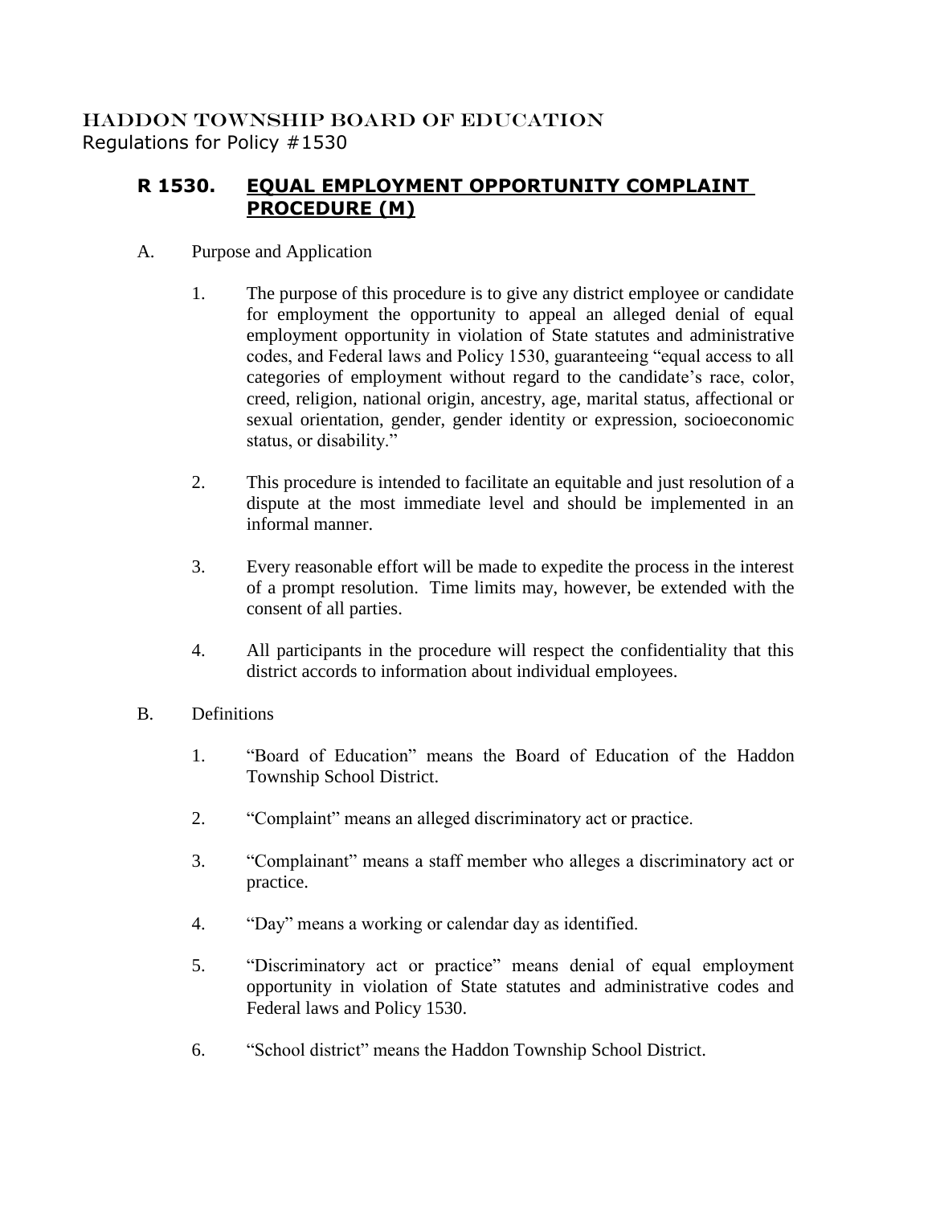HADDON TOWNSHIP BOARD OF EDUCATION
Regulations for Policy #1530

# R 1530. EQUAL EMPLOYMENT OPPORTUNITY COMPLAINT PROCEDURE (M)

A. Purpose and Application

1. The purpose of this procedure is to give any district employee or candidate for employment the opportunity to appeal an alleged denial of equal employment opportunity in violation of State statutes and administrative codes, and Federal laws and Policy 1530, guaranteeing "equal access to all categories of employment without regard to the candidate's race, color, creed, religion, national origin, ancestry, age, marital status, affectional or sexual orientation, gender, gender identity or expression, socioeconomic status, or disability."

2. This procedure is intended to facilitate an equitable and just resolution of a dispute at the most immediate level and should be implemented in an informal manner.

3. Every reasonable effort will be made to expedite the process in the interest of a prompt resolution. Time limits may, however, be extended with the consent of all parties.

4. All participants in the procedure will respect the confidentiality that this district accords to information about individual employees.

B. Definitions

1. "Board of Education" means the Board of Education of the Haddon Township School District.

2. "Complaint" means an alleged discriminatory act or practice.

3. "Complainant" means a staff member who alleges a discriminatory act or practice.

4. "Day" means a working or calendar day as identified.

5. "Discriminatory act or practice" means denial of equal employment opportunity in violation of State statutes and administrative codes and Federal laws and Policy 1530.

6. "School district" means the Haddon Township School District.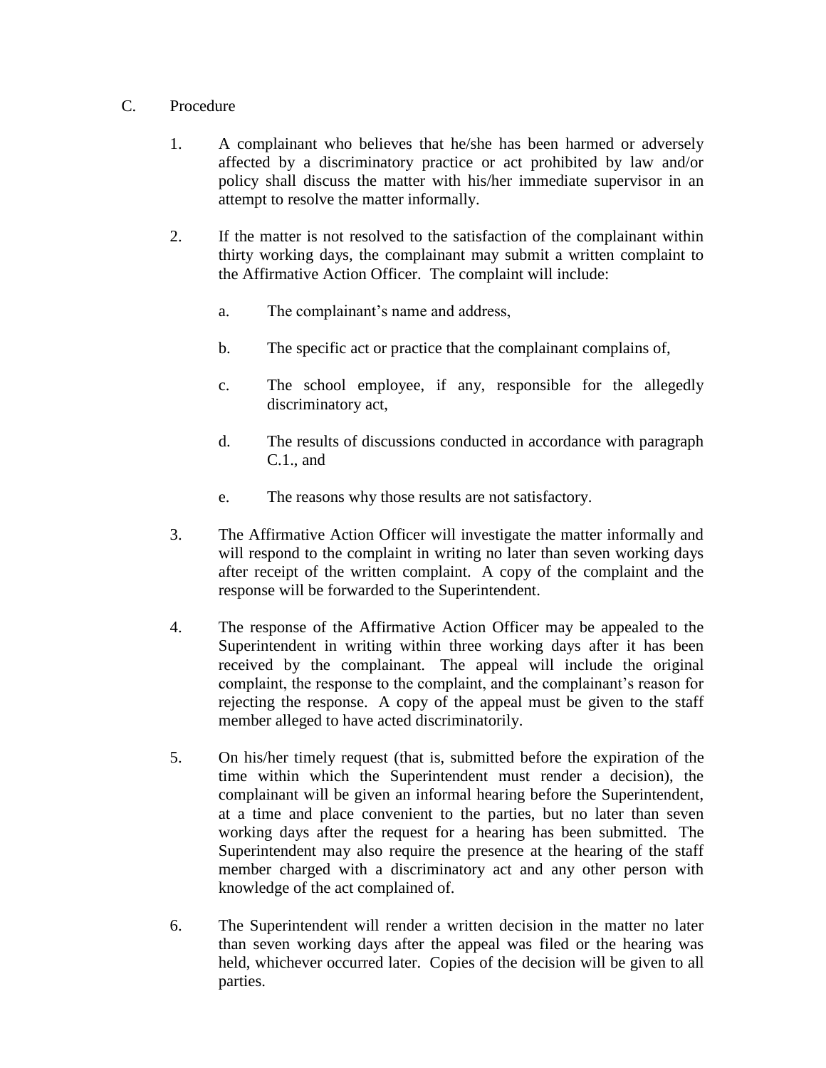## C. Procedure

1. A complainant who believes that he/she has been harmed or adversely affected by a discriminatory practice or act prohibited by law and/or policy shall discuss the matter with his/her immediate supervisor in an attempt to resolve the matter informally.

2. If the matter is not resolved to the satisfaction of the complainant within thirty working days, the complainant may submit a written complaint to the Affirmative Action Officer. The complaint will include:

   a. The complainant's name and address,

   b. The specific act or practice that the complainant complains of,

   c. The school employee, if any, responsible for the allegedly discriminatory act,

   d. The results of discussions conducted in accordance with paragraph C.1., and

   e. The reasons why those results are not satisfactory.

3. The Affirmative Action Officer will investigate the matter informally and will respond to the complaint in writing no later than seven working days after receipt of the written complaint. A copy of the complaint and the response will be forwarded to the Superintendent.

4. The response of the Affirmative Action Officer may be appealed to the Superintendent in writing within three working days after it has been received by the complainant. The appeal will include the original complaint, the response to the complaint, and the complainant's reason for rejecting the response. A copy of the appeal must be given to the staff member alleged to have acted discriminatorily.

5. On his/her timely request (that is, submitted before the expiration of the time within which the Superintendent must render a decision), the complainant will be given an informal hearing before the Superintendent, at a time and place convenient to the parties, but no later than seven working days after the request for a hearing has been submitted. The Superintendent may also require the presence at the hearing of the staff member charged with a discriminatory act and any other person with knowledge of the act complained of.

6. The Superintendent will render a written decision in the matter no later than seven working days after the appeal was filed or the hearing was held, whichever occurred later. Copies of the decision will be given to all parties.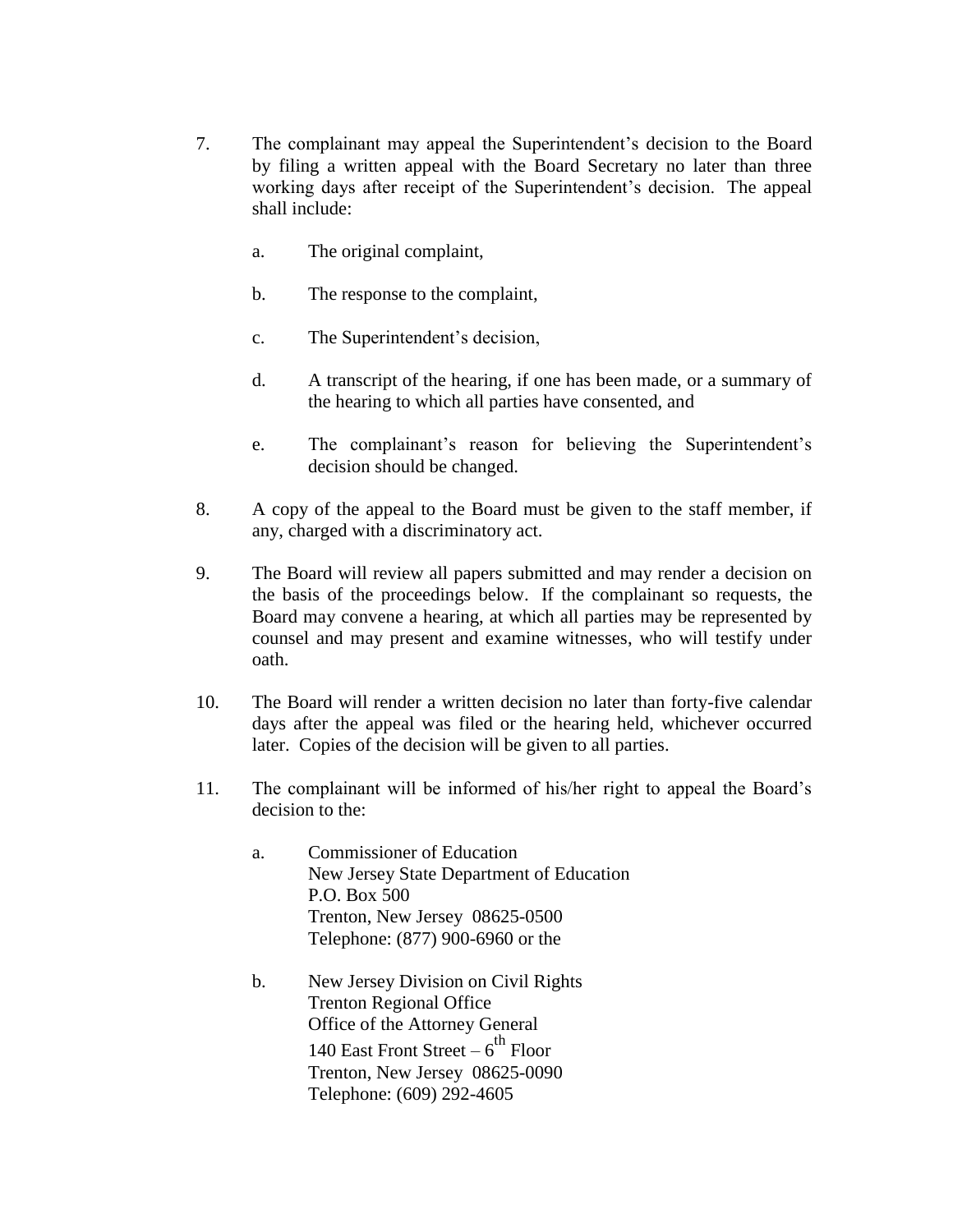7. The complainant may appeal the Superintendent's decision to the Board by filing a written appeal with the Board Secretary no later than three working days after receipt of the Superintendent's decision. The appeal shall include:

   a. The original complaint,

   b. The response to the complaint,

   c. The Superintendent's decision,

   d. A transcript of the hearing, if one has been made, or a summary of the hearing to which all parties have consented, and

   e. The complainant's reason for believing the Superintendent's decision should be changed.

8. A copy of the appeal to the Board must be given to the staff member, if any, charged with a discriminatory act.

9. The Board will review all papers submitted and may render a decision on the basis of the proceedings below. If the complainant so requests, the Board may convene a hearing, at which all parties may be represented by counsel and may present and examine witnesses, who will testify under oath.

10. The Board will render a written decision no later than forty-five calendar days after the appeal was filed or the hearing held, whichever occurred later. Copies of the decision will be given to all parties.

11. The complainant will be informed of his/her right to appeal the Board's decision to the:

    a. Commissioner of Education
       New Jersey State Department of Education
       P.O. Box 500
       Trenton, New Jersey 08625-0500
       Telephone: (877) 900-6960 or the

    b. New Jersey Division on Civil Rights
       Trenton Regional Office
       Office of the Attorney General
       140 East Front Street – 6th Floor
       Trenton, New Jersey 08625-0090
       Telephone: (609) 292-4605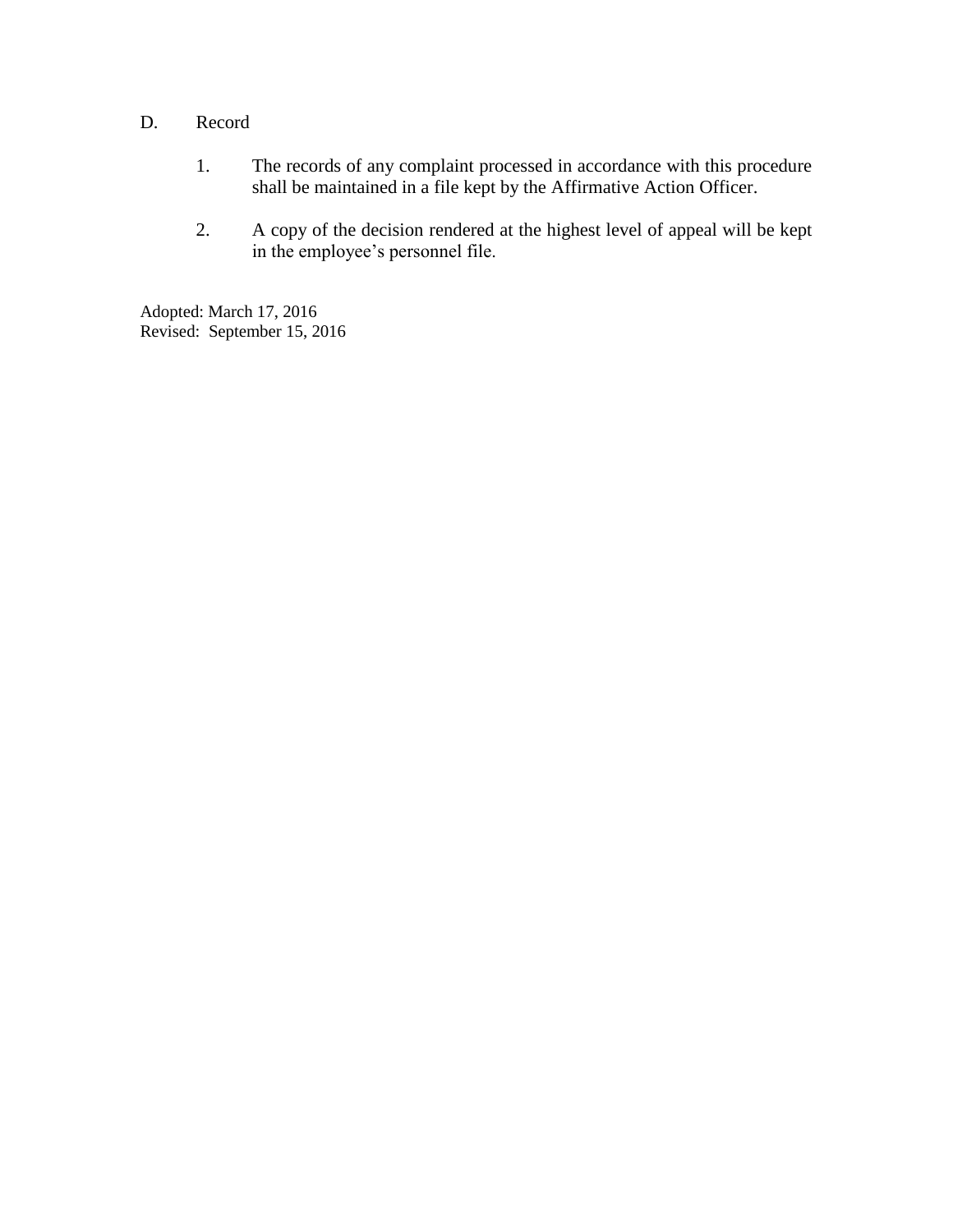D. Record

1. The records of any complaint processed in accordance with this procedure shall be maintained in a file kept by the Affirmative Action Officer.

2. A copy of the decision rendered at the highest level of appeal will be kept in the employee's personnel file.

Adopted: March 17, 2016
Revised: September 15, 2016